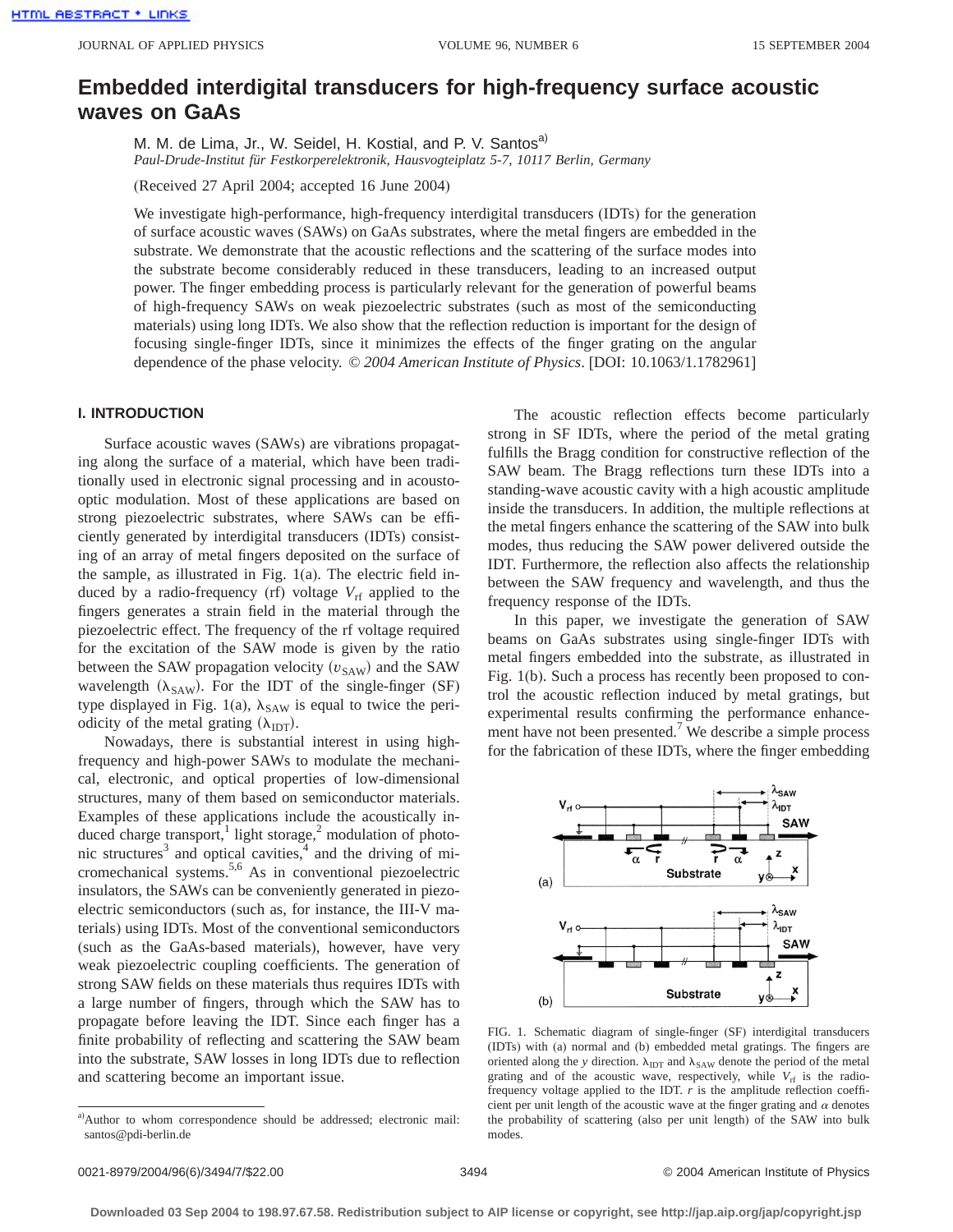# Embedded interdigital transducers for high-frequency surface acoustic waves on GaAs

M. M. de Lima, Jr., W. Seidel, H. Kostial, and P. V. Santos[a]

*Paul-Drude-Institut für Festkorperelektronik, Hausvogteiplatz 5-7, 10117 Berlin, Germany*

(Received 27 April 2004; accepted 16 June 2004)

We investigate high-performance, high-frequency interdigital transducers (IDTs) for the generation of surface acoustic waves (SAWs) on GaAs substrates, where the metal fingers are embedded in the substrate. We demonstrate that the acoustic reflections and the scattering of the surface modes into the substrate become considerably reduced in these transducers, leading to an increased output power. The finger embedding process is particularly relevant for the generation of powerful beams of high-frequency SAWs on weak piezoelectric substrates (such as most of the semiconducting materials) using long IDTs. We also show that the reflection reduction is important for the design of focusing single-finger IDTs, since it minimizes the effects of the finger grating on the angular dependence of the phase velocity. *© 2004 American Institute of Physics*. [DOI: 10.1063/1.1782961]

## I. INTRODUCTION

Surface acoustic waves (SAWs) are vibrations propagating along the surface of a material, which have been traditionally used in electronic signal processing and in acousto-optic modulation. Most of these applications are based on strong piezoelectric substrates, where SAWs can be efficiently generated by interdigital transducers (IDTs) consisting of an array of metal fingers deposited on the surface of the sample, as illustrated in Fig. 1(a). The electric field induced by a radio-frequency (rf) voltage $V_{rf}$ applied to the fingers generates a strain field in the material through the piezoelectric effect. The frequency of the rf voltage required for the excitation of the SAW mode is given by the ratio between the SAW propagation velocity ($v_{SAW}$) and the SAW wavelength ($\lambda_{SAW}$). For the IDT of the single-finger (SF) type displayed in Fig. 1(a), $\lambda_{SAW}$ is equal to twice the periodicity of the metal grating ($\lambda_{IDT}$).

Nowadays, there is substantial interest in using high-frequency and high-power SAWs to modulate the mechanical, electronic, and optical properties of low-dimensional structures, many of them based on semiconductor materials. Examples of these applications include the acoustically induced charge transport,[1] light storage,[2] modulation of photonic structures[3] and optical cavities,[4] and the driving of micromechanical systems.[5,6] As in conventional piezoelectric insulators, the SAWs can be conveniently generated in piezoelectric semiconductors (such as, for instance, the III-V materials) using IDTs. Most of the conventional semiconductors (such as the GaAs-based materials), however, have very weak piezoelectric coupling coefficients. The generation of strong SAW fields on these materials thus requires IDTs with a large number of fingers, through which the SAW has to propagate before leaving the IDT. Since each finger has a finite probability of reflecting and scattering the SAW beam into the substrate, SAW losses in long IDTs due to reflection and scattering become an important issue.

The acoustic reflection effects become particularly strong in SF IDTs, where the period of the metal grating fulfills the Bragg condition for constructive reflection of the SAW beam. The Bragg reflections turn these IDTs into a standing-wave acoustic cavity with a high acoustic amplitude inside the transducers. In addition, the multiple reflections at the metal fingers enhance the scattering of the SAW into bulk modes, thus reducing the SAW power delivered outside the IDT. Furthermore, the reflection also affects the relationship between the SAW frequency and wavelength, and thus the frequency response of the IDTs.

In this paper, we investigate the generation of SAW beams on GaAs substrates using single-finger IDTs with metal fingers embedded into the substrate, as illustrated in Fig. 1(b). Such a process has recently been proposed to control the acoustic reflection induced by metal gratings, but experimental results confirming the performance enhancement have not been presented.[7] We describe a simple process for the fabrication of these IDTs, where the finger embedding

FIG. 1. Schematic diagram of single-finger (SF) interdigital transducers (IDTs) with (a) normal and (b) embedded metal gratings. The fingers are oriented along the $y$ direction. $\lambda_{IDT}$ and $\lambda_{SAW}$ denote the period of the metal grating and of the acoustic wave, respectively, while $V_{rf}$ is the radio-frequency voltage applied to the IDT. $r$ is the amplitude reflection coefficient per unit length of the acoustic wave at the finger grating and $\alpha$ denotes the probability of scattering (also per unit length) of the SAW into bulk modes.

[a]Author to whom correspondence should be addressed; electronic mail: santos@pdi-berlin.de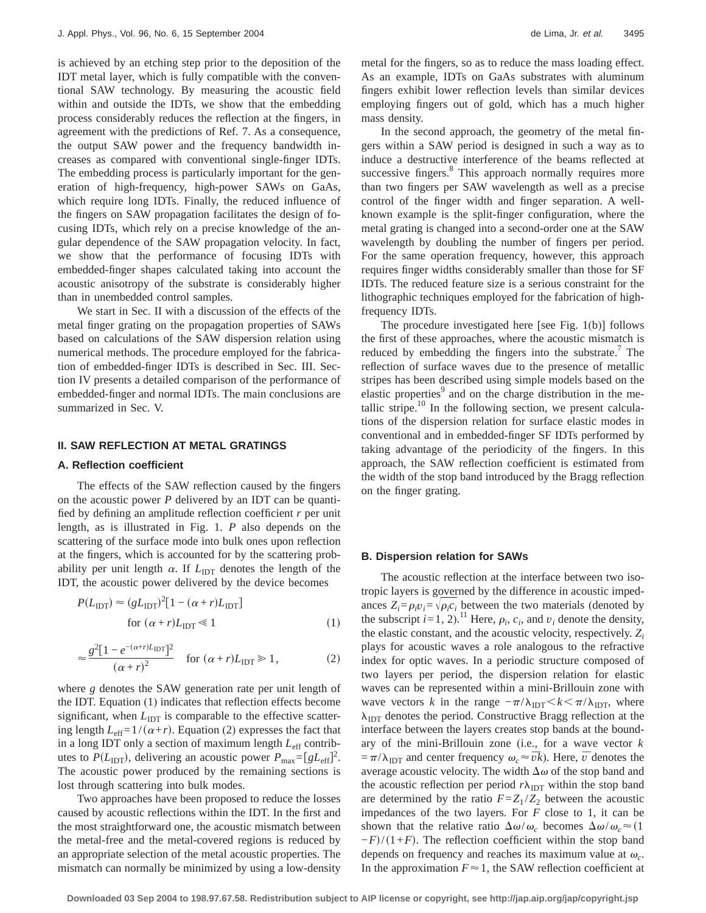is achieved by an etching step prior to the deposition of the IDT metal layer, which is fully compatible with the conventional SAW technology. By measuring the acoustic field within and outside the IDTs, we show that the embedding process considerably reduces the reflection at the fingers, in agreement with the predictions of Ref. 7. As a consequence, the output SAW power and the frequency bandwidth increases as compared with conventional single-finger IDTs. The embedding process is particularly important for the generation of high-frequency, high-power SAWs on GaAs, which require long IDTs. Finally, the reduced influence of the fingers on SAW propagation facilitates the design of focusing IDTs, which rely on a precise knowledge of the angular dependence of the SAW propagation velocity. In fact, we show that the performance of focusing IDTs with embedded-finger shapes calculated taking into account the acoustic anisotropy of the substrate is considerably higher than in unembedded control samples.

We start in Sec. II with a discussion of the effects of the metal finger grating on the propagation properties of SAWs based on calculations of the SAW dispersion relation using numerical methods. The procedure employed for the fabrication of embedded-finger IDTs is described in Sec. III. Section IV presents a detailed comparison of the performance of embedded-finger and normal IDTs. The main conclusions are summarized in Sec. V.

## II. SAW REFLECTION AT METAL GRATINGS

### A. Reflection coefficient

The effects of the SAW reflection caused by the fingers on the acoustic power $P$ delivered by an IDT can be quantified by defining an amplitude reflection coefficient $r$ per unit length, as is illustrated in Fig. 1. $P$ also depends on the scattering of the surface mode into bulk ones upon reflection at the fingers, which is accounted for by the scattering probability per unit length $\alpha$. If $L_{\mathrm{IDT}}$ denotes the length of the IDT, the acoustic power delivered by the device becomes

$$P(L_{\mathrm{IDT}}) \approx (gL_{\mathrm{IDT}})^2[1-(\alpha+r)L_{\mathrm{IDT}}] \quad \text{for } (\alpha+r)L_{\mathrm{IDT}} \ll 1 \tag{1}$$

$$\approx \frac{g^2[1-e^{-(\alpha+r)L_{\mathrm{IDT}}}]^2}{(\alpha+r)^2} \quad \text{for } (\alpha+r)L_{\mathrm{IDT}} \gg 1, \tag{2}$$

where $g$ denotes the SAW generation rate per unit length of the IDT. Equation (1) indicates that reflection effects become significant, when $L_{\mathrm{IDT}}$ is comparable to the effective scattering length $L_{\mathrm{eff}}=1/(\alpha+r)$. Equation (2) expresses the fact that in a long IDT only a section of maximum length $L_{\mathrm{eff}}$ contributes to $P(L_{\mathrm{IDT}})$, delivering an acoustic power $P_{\max}=[gL_{\mathrm{eff}}]^2$. The acoustic power produced by the remaining sections is lost through scattering into bulk modes.

Two approaches have been proposed to reduce the losses caused by acoustic reflections within the IDT. In the first and the most straightforward one, the acoustic mismatch between the metal-free and the metal-covered regions is reduced by an appropriate selection of the metal acoustic properties. The mismatch can normally be minimized by using a low-density metal for the fingers, so as to reduce the mass loading effect. As an example, IDTs on GaAs substrates with aluminum fingers exhibit lower reflection levels than similar devices employing fingers out of gold, which has a much higher mass density.

In the second approach, the geometry of the metal fingers within a SAW period is designed in such a way as to induce a destructive interference of the beams reflected at successive fingers.[8] This approach normally requires more than two fingers per SAW wavelength as well as a precise control of the finger width and finger separation. A well-known example is the split-finger configuration, where the metal grating is changed into a second-order one at the SAW wavelength by doubling the number of fingers per period. For the same operation frequency, however, this approach requires finger widths considerably smaller than those for SF IDTs. The reduced feature size is a serious constraint for the lithographic techniques employed for the fabrication of high-frequency IDTs.

The procedure investigated here [see Fig. 1(b)] follows the first of these approaches, where the acoustic mismatch is reduced by embedding the fingers into the substrate.[7] The reflection of surface waves due to the presence of metallic stripes has been described using simple models based on the elastic properties[9] and on the charge distribution in the metallic stripe.[10] In the following section, we present calculations of the dispersion relation for surface elastic modes in conventional and in embedded-finger SF IDTs performed by taking advantage of the periodicity of the fingers. In this approach, the SAW reflection coefficient is estimated from the width of the stop band introduced by the Bragg reflection on the finger grating.

### B. Dispersion relation for SAWs

The acoustic reflection at the interface between two isotropic layers is governed by the difference in acoustic impedances $Z_i=\rho_i v_i=\sqrt{\rho_i c_i}$ between the two materials (denoted by the subscript $i=1,2$).[11] Here, $\rho_i$, $c_i$, and $v_i$ denote the density, the elastic constant, and the acoustic velocity, respectively. $Z_i$ plays for acoustic waves a role analogous to the refractive index for optic waves. In a periodic structure composed of two layers per period, the dispersion relation for elastic waves can be represented within a mini-Brillouin zone with wave vectors $k$ in the range $-\pi/\lambda_{\mathrm{IDT}}<k<\pi/\lambda_{\mathrm{IDT}}$, where $\lambda_{\mathrm{IDT}}$ denotes the period. Constructive Bragg reflection at the interface between the layers creates stop bands at the boundary of the mini-Brillouin zone (i.e., for a wave vector $k=\pi/\lambda_{\mathrm{IDT}}$ and center frequency $\omega_c\approx\bar{v}k$). Here, $\bar{v}$ denotes the average acoustic velocity. The width $\Delta\omega$ of the stop band and the acoustic reflection per period $r\lambda_{\mathrm{IDT}}$ within the stop band are determined by the ratio $F=Z_1/Z_2$ between the acoustic impedances of the two layers. For $F$ close to 1, it can be shown that the relative ratio $\Delta\omega/\omega_c$ becomes $\Delta\omega/\omega_c\approx(1-F)/(1+F)$. The reflection coefficient within the stop band depends on frequency and reaches its maximum value at $\omega_c$. In the approximation $F\approx 1$, the SAW reflection coefficient at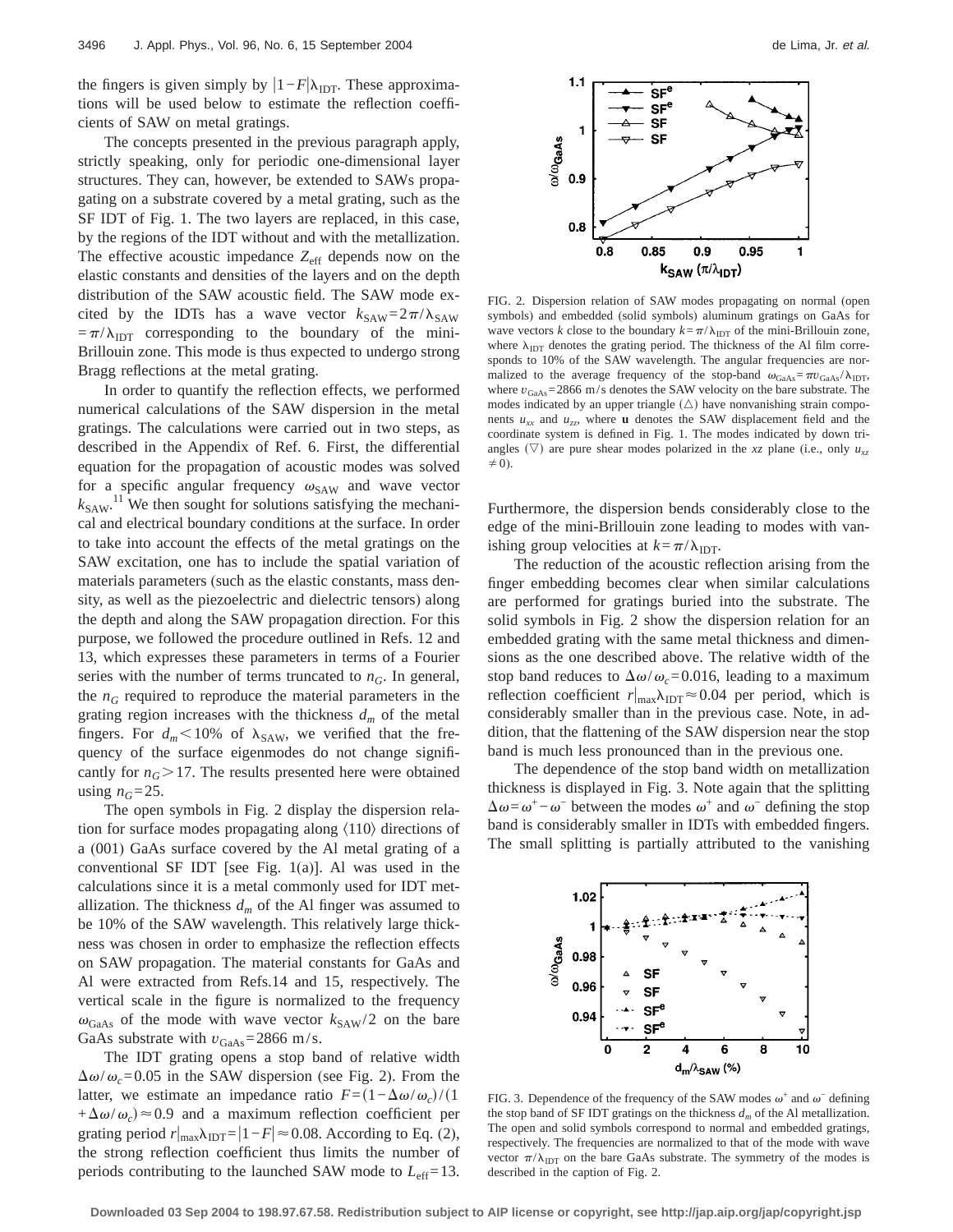the fingers is given simply by $|1-F|\lambda_{\mathrm{IDT}}$. These approximations will be used below to estimate the reflection coefficients of SAW on metal gratings.

The concepts presented in the previous paragraph apply, strictly speaking, only for periodic one-dimensional layer structures. They can, however, be extended to SAWs propagating on a substrate covered by a metal grating, such as the SF IDT of Fig. 1. The two layers are replaced, in this case, by the regions of the IDT without and with the metallization. The effective acoustic impedance $Z_{\mathrm{eff}}$ depends now on the elastic constants and densities of the layers and on the depth distribution of the SAW acoustic field. The SAW mode excited by the IDTs has a wave vector $k_{\mathrm{SAW}}=2\pi/\lambda_{\mathrm{SAW}}=\pi/\lambda_{\mathrm{IDT}}$ corresponding to the boundary of the mini-Brillouin zone. This mode is thus expected to undergo strong Bragg reflections at the metal grating.

In order to quantify the reflection effects, we performed numerical calculations of the SAW dispersion in the metal gratings. The calculations were carried out in two steps, as described in the Appendix of Ref. 6. First, the differential equation for the propagation of acoustic modes was solved for a specific angular frequency $\omega_{\mathrm{SAW}}$ and wave vector $k_{\mathrm{SAW}}$.[11] We then sought for solutions satisfying the mechanical and electrical boundary conditions at the surface. In order to take into account the effects of the metal gratings on the SAW excitation, one has to include the spatial variation of materials parameters (such as the elastic constants, mass density, as well as the piezoelectric and dielectric tensors) along the depth and along the SAW propagation direction. For this purpose, we followed the procedure outlined in Refs. 12 and 13, which expresses these parameters in terms of a Fourier series with the number of terms truncated to $n_G$. In general, the $n_G$ required to reproduce the material parameters in the grating region increases with the thickness $d_m$ of the metal fingers. For $d_m<10\%$ of $\lambda_{\mathrm{SAW}}$, we verified that the frequency of the surface eigenmodes do not change significantly for $n_G>17$. The results presented here were obtained using $n_G=25$.

The open symbols in Fig. 2 display the dispersion relation for surface modes propagating along $\langle 110\rangle$ directions of a (001) GaAs surface covered by the Al metal grating of a conventional SF IDT [see Fig. 1(a)]. Al was used in the calculations since it is a metal commonly used for IDT metallization. The thickness $d_m$ of the Al finger was assumed to be 10% of the SAW wavelength. This relatively large thickness was chosen in order to emphasize the reflection effects on SAW propagation. The material constants for GaAs and Al were extracted from Refs.14 and 15, respectively. The vertical scale in the figure is normalized to the frequency $\omega_{\mathrm{GaAs}}$ of the mode with wave vector $k_{\mathrm{SAW}}/2$ on the bare GaAs substrate with $v_{\mathrm{GaAs}}=2866$ m/s.

The IDT grating opens a stop band of relative width $\Delta\omega/\omega_c=0.05$ in the SAW dispersion (see Fig. 2). From the latter, we estimate an impedance ratio $F=(1-\Delta\omega/\omega_c)/(1+\Delta\omega/\omega_c)\approx 0.9$ and a maximum reflection coefficient per grating period $r|_{\max}\lambda_{\mathrm{IDT}}=|1-F|\approx 0.08$. According to Eq. (2), the strong reflection coefficient thus limits the number of periods contributing to the launched SAW mode to $L_{\mathrm{eff}}=13$.

FIG. 2. Dispersion relation of SAW modes propagating on normal (open symbols) and embedded (solid symbols) aluminum gratings on GaAs for wave vectors $k$ close to the boundary $k=\pi/\lambda_{\mathrm{IDT}}$ of the mini-Brillouin zone, where $\lambda_{\mathrm{IDT}}$ denotes the grating period. The thickness of the Al film corresponds to 10% of the SAW wavelength. The angular frequencies are normalized to the average frequency of the stop-band $\omega_{\mathrm{GaAs}}=\pi v_{\mathrm{GaAs}}/\lambda_{\mathrm{IDT}}$, where $v_{\mathrm{GaAs}}=2866$ m/s denotes the SAW velocity on the bare substrate. The modes indicated by an upper triangle ($\triangle$) have nonvanishing strain components $u_{xx}$ and $u_{zz}$, where $\mathbf{u}$ denotes the SAW displacement field and the coordinate system is defined in Fig. 1. The modes indicated by down triangles ($\nabla$) are pure shear modes polarized in the $xz$ plane (i.e., only $u_{xz}\neq 0$).

Furthermore, the dispersion bends considerably close to the edge of the mini-Brillouin zone leading to modes with vanishing group velocities at $k=\pi/\lambda_{\mathrm{IDT}}$.

The reduction of the acoustic reflection arising from the finger embedding becomes clear when similar calculations are performed for gratings buried into the substrate. The solid symbols in Fig. 2 show the dispersion relation for an embedded grating with the same metal thickness and dimensions as the one described above. The relative width of the stop band reduces to $\Delta\omega/\omega_c=0.016$, leading to a maximum reflection coefficient $r|_{\max}\lambda_{\mathrm{IDT}}\approx 0.04$ per period, which is considerably smaller than in the previous case. Note, in addition, that the flattening of the SAW dispersion near the stop band is much less pronounced than in the previous one.

The dependence of the stop band width on metallization thickness is displayed in Fig. 3. Note again that the splitting $\Delta\omega=\omega^+-\omega^-$ between the modes $\omega^+$ and $\omega^-$ defining the stop band is considerably smaller in IDTs with embedded fingers. The small splitting is partially attributed to the vanishing

FIG. 3. Dependence of the frequency of the SAW modes $\omega^+$ and $\omega^-$ defining the stop band of SF IDT gratings on the thickness $d_m$ of the Al metallization. The open and solid symbols correspond to normal and embedded gratings, respectively. The frequencies are normalized to that of the mode with wave vector $\pi/\lambda_{\mathrm{IDT}}$ on the bare GaAs substrate. The symmetry of the modes is described in the caption of Fig. 2.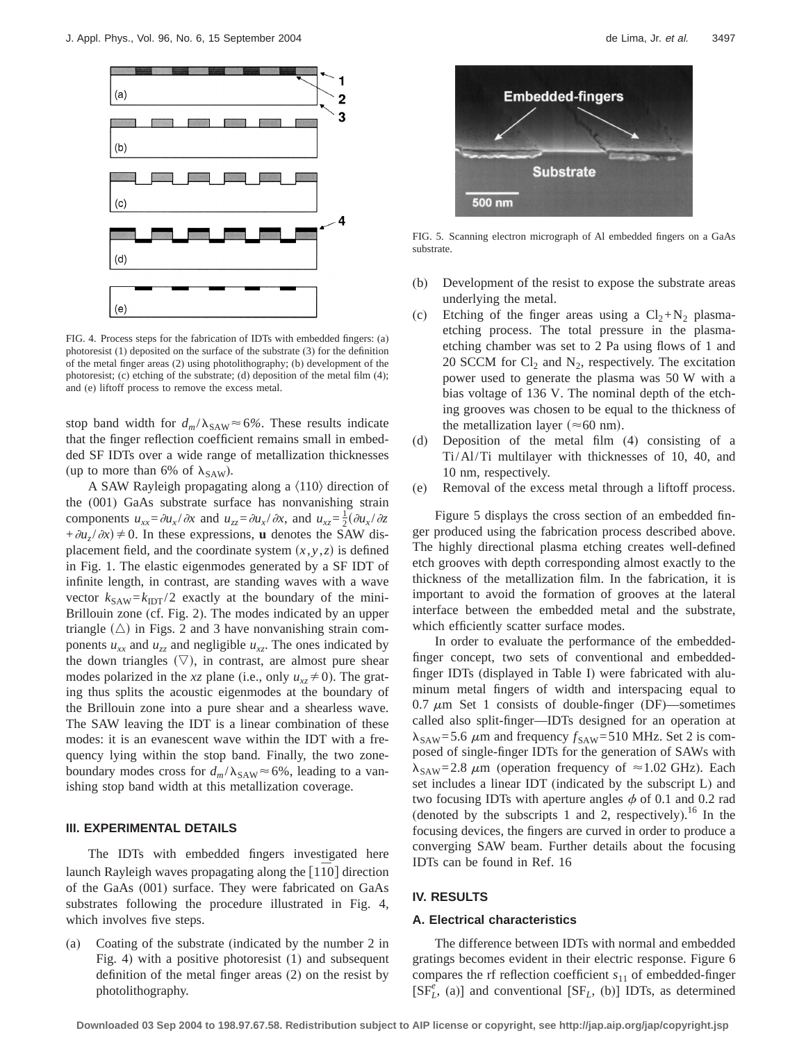FIG. 4. Process steps for the fabrication of IDTs with embedded fingers: (a) photoresist (1) deposited on the surface of the substrate (3) for the definition of the metal finger areas (2) using photolithography; (b) development of the photoresist; (c) etching of the substrate; (d) deposition of the metal film (4); and (e) liftoff process to remove the excess metal.

stop band width for $d_m/\lambda_{SAW} \approx 6\%$. These results indicate that the finger reflection coefficient remains small in embedded SF IDTs over a wide range of metallization thicknesses (up to more than 6% of $\lambda_{SAW}$).

A SAW Rayleigh propagating along a $\langle 110 \rangle$ direction of the (001) GaAs substrate surface has nonvanishing strain components $u_{xx} = \partial u_x / \partial x$ and $u_{zz} = \partial u_x / \partial x$, and $u_{xz} = \frac{1}{2}(\partial u_x / \partial z + \partial u_z / \partial x) \neq 0$. In these expressions, **u** denotes the SAW displacement field, and the coordinate system $(x, y, z)$ is defined in Fig. 1. The elastic eigenmodes generated by a SF IDT of infinite length, in contrast, are standing waves with a wave vector $k_{SAW} = k_{IDT}/2$ exactly at the boundary of the mini-Brillouin zone (cf. Fig. 2). The modes indicated by an upper triangle ($\triangle$) in Figs. 2 and 3 have nonvanishing strain components $u_{xx}$ and $u_{zz}$ and negligible $u_{xz}$. The ones indicated by the down triangles ($\nabla$), in contrast, are almost pure shear modes polarized in the $xz$ plane (i.e., only $u_{xz} \neq 0$). The grating thus splits the acoustic eigenmodes at the boundary of the Brillouin zone into a pure shear and a shearless wave. The SAW leaving the IDT is a linear combination of these modes: it is an evanescent wave within the IDT with a frequency lying within the stop band. Finally, the two zone-boundary modes cross for $d_m/\lambda_{SAW} \approx 6\%$, leading to a vanishing stop band width at this metallization coverage.

## III. EXPERIMENTAL DETAILS

The IDTs with embedded fingers investigated here launch Rayleigh waves propagating along the $[1\bar{1}0]$ direction of the GaAs (001) surface. They were fabricated on GaAs substrates following the procedure illustrated in Fig. 4, which involves five steps.

(a) Coating of the substrate (indicated by the number 2 in Fig. 4) with a positive photoresist (1) and subsequent definition of the metal finger areas (2) on the resist by photolithography.

FIG. 5. Scanning electron micrograph of Al embedded fingers on a GaAs substrate.

(b) Development of the resist to expose the substrate areas underlying the metal.

(c) Etching of the finger areas using a $Cl_2 + N_2$ plasma-etching process. The total pressure in the plasma-etching chamber was set to 2 Pa using flows of 1 and 20 SCCM for $Cl_2$ and $N_2$, respectively. The excitation power used to generate the plasma was 50 W with a bias voltage of 136 V. The nominal depth of the etching grooves was chosen to be equal to the thickness of the metallization layer ($\approx 60$ nm).

(d) Deposition of the metal film (4) consisting of a Ti/Al/Ti multilayer with thicknesses of 10, 40, and 10 nm, respectively.

(e) Removal of the excess metal through a liftoff process.

Figure 5 displays the cross section of an embedded finger produced using the fabrication process described above. The highly directional plasma etching creates well-defined etch grooves with depth corresponding almost exactly to the thickness of the metallization film. In the fabrication, it is important to avoid the formation of grooves at the lateral interface between the embedded metal and the substrate, which efficiently scatter surface modes.

In order to evaluate the performance of the embedded-finger concept, two sets of conventional and embedded-finger IDTs (displayed in Table I) were fabricated with aluminum metal fingers of width and interspacing equal to 0.7 $\mu$m Set 1 consists of double-finger (DF)—sometimes called also split-finger—IDTs designed for an operation at $\lambda_{SAW} = 5.6$ $\mu$m and frequency $f_{SAW} = 510$ MHz. Set 2 is composed of single-finger IDTs for the generation of SAWs with $\lambda_{SAW} = 2.8$ $\mu$m (operation frequency of $\approx 1.02$ GHz). Each set includes a linear IDT (indicated by the subscript L) and two focusing IDTs with aperture angles $\phi$ of 0.1 and 0.2 rad (denoted by the subscripts 1 and 2, respectively).[16] In the focusing devices, the fingers are curved in order to produce a converging SAW beam. Further details about the focusing IDTs can be found in Ref. 16

## IV. RESULTS

### A. Electrical characteristics

The difference between IDTs with normal and embedded gratings becomes evident in their electric response. Figure 6 compares the rf reflection coefficient $s_{11}$ of embedded-finger [$SF_L^e$, (a)] and conventional [$SF_L$, (b)] IDTs, as determined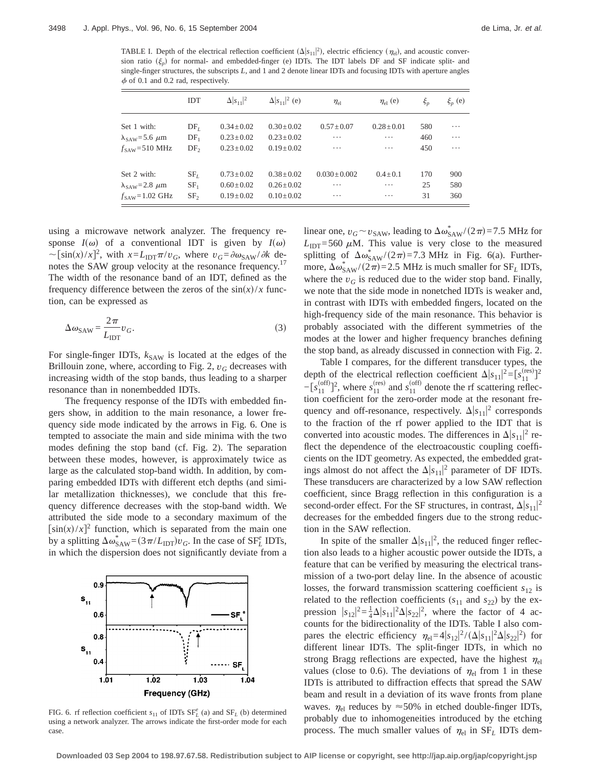TABLE I. Depth of the electrical reflection coefficient ($\Delta|s_{11}|^2$), electric efficiency ($\eta_{\mathrm{el}}$), and acoustic conversion ratio ($\xi_p$) for normal- and embedded-finger (e) IDTs. The IDT labels DF and SF indicate split- and single-finger structures, the subscripts $L$, and 1 and 2 denote linear IDTs and focusing IDTs with aperture angles $\phi$ of 0.1 and 0.2 rad, respectively.

| | IDT | $\Delta\|s_{11}\|^2$ | $\Delta\|s_{11}\|^2$ (e) | $\eta_{\mathrm{el}}$ | $\eta_{\mathrm{el}}$ (e) | $\xi_p$ | $\xi_p$ (e) |
|---|---|---|---|---|---|---|---|
| Set 1 with: | $\mathrm{DF}_L$ | $0.34\pm0.02$ | $0.30\pm0.02$ | $0.57\pm0.07$ | $0.28\pm0.01$ | 580 | ⋯ |
| $\lambda_{\mathrm{SAW}}=5.6\ \mu$m | $\mathrm{DF}_1$ | $0.23\pm0.02$ | $0.23\pm0.02$ | ⋯ | ⋯ | 460 | ⋯ |
| $f_{\mathrm{SAW}}=510$ MHz | $\mathrm{DF}_2$ | $0.23\pm0.02$ | $0.19\pm0.02$ | ⋯ | ⋯ | 450 | ⋯ |
| Set 2 with: | $\mathrm{SF}_L$ | $0.73\pm0.02$ | $0.38\pm0.02$ | $0.030\pm0.002$ | $0.4\pm0.1$ | 170 | 900 |
| $\lambda_{\mathrm{SAW}}=2.8\ \mu$m | $\mathrm{SF}_1$ | $0.60\pm0.02$ | $0.26\pm0.02$ | ⋯ | ⋯ | 25 | 580 |
| $f_{\mathrm{SAW}}=1.02$ GHz | $\mathrm{SF}_2$ | $0.19\pm0.02$ | $0.10\pm0.02$ | ⋯ | ⋯ | 31 | 360 |

using a microwave network analyzer. The frequency response $I(\omega)$ of a conventional IDT is given by $I(\omega) \sim [\sin(x)/x]^2$, with $x=L_{\mathrm{IDT}}\pi/v_G$, where $v_G=\partial\omega_{\mathrm{SAW}}/\partial k$ denotes the SAW group velocity at the resonance frequency.[17] The width of the resonance band of an IDT, defined as the frequency difference between the zeros of the $\sin(x)/x$ function, can be expressed as

$$\Delta\omega_{\mathrm{SAW}} = \frac{2\pi}{L_{\mathrm{IDT}}} v_G. \tag{3}$$

For single-finger IDTs, $k_{\mathrm{SAW}}$ is located at the edges of the Brillouin zone, where, according to Fig. 2, $v_G$ decreases with increasing width of the stop bands, thus leading to a sharper resonance than in nonembedded IDTs.

The frequency response of the IDTs with embedded fingers show, in addition to the main resonance, a lower frequency side mode indicated by the arrows in Fig. 6. One is tempted to associate the main and side minima with the two modes defining the stop band (cf. Fig. 2). The separation between these modes, however, is approximately twice as large as the calculated stop-band width. In addition, by comparing embedded IDTs with different etch depths (and similar metallization thicknesses), we conclude that this frequency difference decreases with the stop-band width. We attributed the side mode to a secondary maximum of the $[\sin(x)/x]^2$ function, which is separated from the main one by a splitting $\Delta\omega^*_{\mathrm{SAW}}=(3\pi/L_{\mathrm{IDT}})v_G$. In the case of $\mathrm{SF}^e_L$ IDTs, in which the dispersion does not significantly deviate from a linear one, $v_G \sim v_{\mathrm{SAW}}$, leading to $\Delta\omega^*_{\mathrm{SAW}}/(2\pi)=7.5$ MHz for $L_{\mathrm{IDT}}=560\ \mu$M. This value is very close to the measured splitting of $\Delta\omega^*_{\mathrm{SAW}}/(2\pi)=7.3$ MHz in Fig. 6(a). Furthermore, $\Delta\omega^*_{\mathrm{SAW}}/(2\pi)=2.5$ MHz is much smaller for $\mathrm{SF}_L$ IDTs, where the $v_G$ is reduced due to the wider stop band. Finally, we note that the side mode in nonetched IDTs is weaker and, in contrast with IDTs with embedded fingers, located on the high-frequency side of the main resonance. This behavior is probably associated with the different symmetries of the modes at the lower and higher frequency branches defining the stop band, as already discussed in connection with Fig. 2.

FIG. 6. rf reflection coefficient $s_{11}$ of IDTs $\mathrm{SF}^e_L$ (a) and $\mathrm{SF}_L$ (b) determined using a network analyzer. The arrows indicate the first-order mode for each case.

Table I compares, for the different transducer types, the depth of the electrical reflection coefficient $\Delta|s_{11}|^2=[s^{(\mathrm{res})}_{11}]^2-[s^{(\mathrm{off})}_{11}]^2$, where $s^{(\mathrm{res})}_{11}$ and $s^{(\mathrm{off})}_{11}$ denote the rf scattering reflection coefficient for the zero-order mode at the resonant frequency and off-resonance, respectively. $\Delta|s_{11}|^2$ corresponds to the fraction of the rf power applied to the IDT that is converted into acoustic modes. The differences in $\Delta|s_{11}|^2$ reflect the dependence of the electroacoustic coupling coefficients on the IDT geometry. As expected, the embedded gratings almost do not affect the $\Delta|s_{11}|^2$ parameter of DF IDTs. These transducers are characterized by a low SAW reflection coefficient, since Bragg reflection in this configuration is a second-order effect. For the SF structures, in contrast, $\Delta|s_{11}|^2$ decreases for the embedded fingers due to the strong reduction in the SAW reflection.

In spite of the smaller $\Delta|s_{11}|^2$, the reduced finger reflection also leads to a higher acoustic power outside the IDTs, a feature that can be verified by measuring the electrical transmission of a two-port delay line. In the absence of acoustic losses, the forward transmission scattering coefficient $s_{12}$ is related to the reflection coefficients ($s_{11}$ and $s_{22}$) by the expression $|s_{12}|^2=\frac{1}{4}\Delta|s_{11}|^2\Delta|s_{22}|^2$, where the factor of 4 accounts for the bidirectionality of the IDTs. Table I also compares the electric efficiency $\eta_{\mathrm{el}}=4|s_{12}|^2/(\Delta|s_{11}|^2\Delta|s_{22}|^2)$ for different linear IDTs. The split-finger IDTs, in which no strong Bragg reflections are expected, have the highest $\eta_{\mathrm{el}}$ values (close to 0.6). The deviations of $\eta_{\mathrm{el}}$ from 1 in these IDTs is attributed to diffraction effects that spread the SAW beam and result in a deviation of its wave fronts from plane waves. $\eta_{\mathrm{el}}$ reduces by $\approx$50% in etched double-finger IDTs, probably due to inhomogeneities introduced by the etching process. The much smaller values of $\eta_{\mathrm{el}}$ in $\mathrm{SF}_L$ IDTs dem-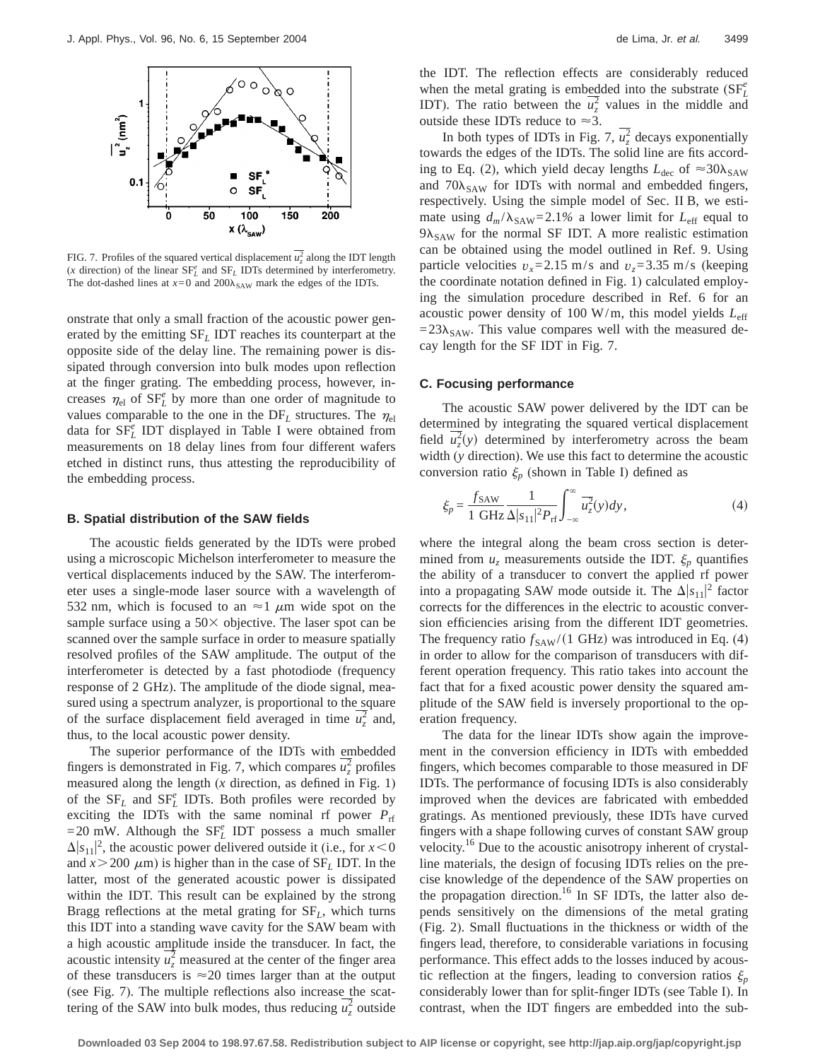FIG. 7. Profiles of the squared vertical displacement $\overline{u_z^2}$ along the IDT length ($x$ direction) of the linear $SF_L^e$ and $SF_L$ IDTs determined by interferometry. The dot-dashed lines at $x=0$ and $200\lambda_{SAW}$ mark the edges of the IDTs.

onstrate that only a small fraction of the acoustic power generated by the emitting $SF_L$ IDT reaches its counterpart at the opposite side of the delay line. The remaining power is dissipated through conversion into bulk modes upon reflection at the finger grating. The embedding process, however, increases $\eta_{el}$ of $SF_L^e$ by more than one order of magnitude to values comparable to the one in the $DF_L$ structures. The $\eta_{el}$ data for $SF_L^e$ IDT displayed in Table I were obtained from measurements on 18 delay lines from four different wafers etched in distinct runs, thus attesting the reproducibility of the embedding process.

### B. Spatial distribution of the SAW fields

The acoustic fields generated by the IDTs were probed using a microscopic Michelson interferometer to measure the vertical displacements induced by the SAW. The interferometer uses a single-mode laser source with a wavelength of 532 nm, which is focused to an $\approx 1$ $\mu$m wide spot on the sample surface using a 50× objective. The laser spot can be scanned over the sample surface in order to measure spatially resolved profiles of the SAW amplitude. The output of the interferometer is detected by a fast photodiode (frequency response of 2 GHz). The amplitude of the diode signal, measured using a spectrum analyzer, is proportional to the square of the surface displacement field averaged in time $\overline{u_z^2}$ and, thus, to the local acoustic power density.

The superior performance of the IDTs with embedded fingers is demonstrated in Fig. 7, which compares $\overline{u_z^2}$ profiles measured along the length ($x$ direction, as defined in Fig. 1) of the $SF_L$ and $SF_L^e$ IDTs. Both profiles were recorded by exciting the IDTs with the same nominal rf power $P_{rf}$ $=20$ mW. Although the $SF_L^e$ IDT possess a much smaller $\Delta|s_{11}|^2$, the acoustic power delivered outside it (i.e., for $x<0$ and $x>200$ $\mu$m) is higher than in the case of $SF_L$ IDT. In the latter, most of the generated acoustic power is dissipated within the IDT. This result can be explained by the strong Bragg reflections at the metal grating for $SF_L$, which turns this IDT into a standing wave cavity for the SAW beam with a high acoustic amplitude inside the transducer. In fact, the acoustic intensity $\overline{u_z^2}$ measured at the center of the finger area of these transducers is $\approx 20$ times larger than at the output (see Fig. 7). The multiple reflections also increase the scattering of the SAW into bulk modes, thus reducing $\overline{u_z^2}$ outside the IDT. The reflection effects are considerably reduced when the metal grating is embedded into the substrate ($SF_L^e$ IDT). The ratio between the $\overline{u_z^2}$ values in the middle and outside these IDTs reduce to $\approx 3$.

In both types of IDTs in Fig. 7, $\overline{u_z^2}$ decays exponentially towards the edges of the IDTs. The solid line are fits according to Eq. (2), which yield decay lengths $L_{dec}$ of $\approx 30\lambda_{SAW}$ and $70\lambda_{SAW}$ for IDTs with normal and embedded fingers, respectively. Using the simple model of Sec. II B, we estimate using $d_m/\lambda_{SAW}=2.1\%$ a lower limit for $L_{eff}$ equal to $9\lambda_{SAW}$ for the normal SF IDT. A more realistic estimation can be obtained using the model outlined in Ref. 9. Using particle velocities $v_x=2.15$ m/s and $v_z=3.35$ m/s (keeping the coordinate notation defined in Fig. 1) calculated employing the simulation procedure described in Ref. 6 for an acoustic power density of 100 W/m, this model yields $L_{eff}$ $=23\lambda_{SAW}$. This value compares well with the measured decay length for the SF IDT in Fig. 7.

### C. Focusing performance

The acoustic SAW power delivered by the IDT can be determined by integrating the squared vertical displacement field $\overline{u_z^2}(y)$ determined by interferometry across the beam width ($y$ direction). We use this fact to determine the acoustic conversion ratio $\xi_p$ (shown in Table I) defined as

$$\xi_p = \frac{f_{SAW}}{1\ \text{GHz}} \frac{1}{\Delta|s_{11}|^2 P_{rf}} \int_{-\infty}^{\infty} \overline{u_z^2}(y) dy, \tag{4}$$

where the integral along the beam cross section is determined from $u_z$ measurements outside the IDT. $\xi_p$ quantifies the ability of a transducer to convert the applied rf power into a propagating SAW mode outside it. The $\Delta|s_{11}|^2$ factor corrects for the differences in the electric to acoustic conversion efficiencies arising from the different IDT geometries. The frequency ratio $f_{SAW}/(1\ \text{GHz})$ was introduced in Eq. (4) in order to allow for the comparison of transducers with different operation frequency. This ratio takes into account the fact that for a fixed acoustic power density the squared amplitude of the SAW field is inversely proportional to the operation frequency.

The data for the linear IDTs show again the improvement in the conversion efficiency in IDTs with embedded fingers, which becomes comparable to those measured in DF IDTs. The performance of focusing IDTs is also considerably improved when the devices are fabricated with embedded gratings. As mentioned previously, these IDTs have curved fingers with a shape following curves of constant SAW group velocity.[16] Due to the acoustic anisotropy inherent of crystalline materials, the design of focusing IDTs relies on the precise knowledge of the dependence of the SAW properties on the propagation direction.[16] In SF IDTs, the latter also depends sensitively on the dimensions of the metal grating (Fig. 2). Small fluctuations in the thickness or width of the fingers lead, therefore, to considerable variations in focusing performance. This effect adds to the losses induced by acoustic reflection at the fingers, leading to conversion ratios $\xi_p$ considerably lower than for split-finger IDTs (see Table I). In contrast, when the IDT fingers are embedded into the sub-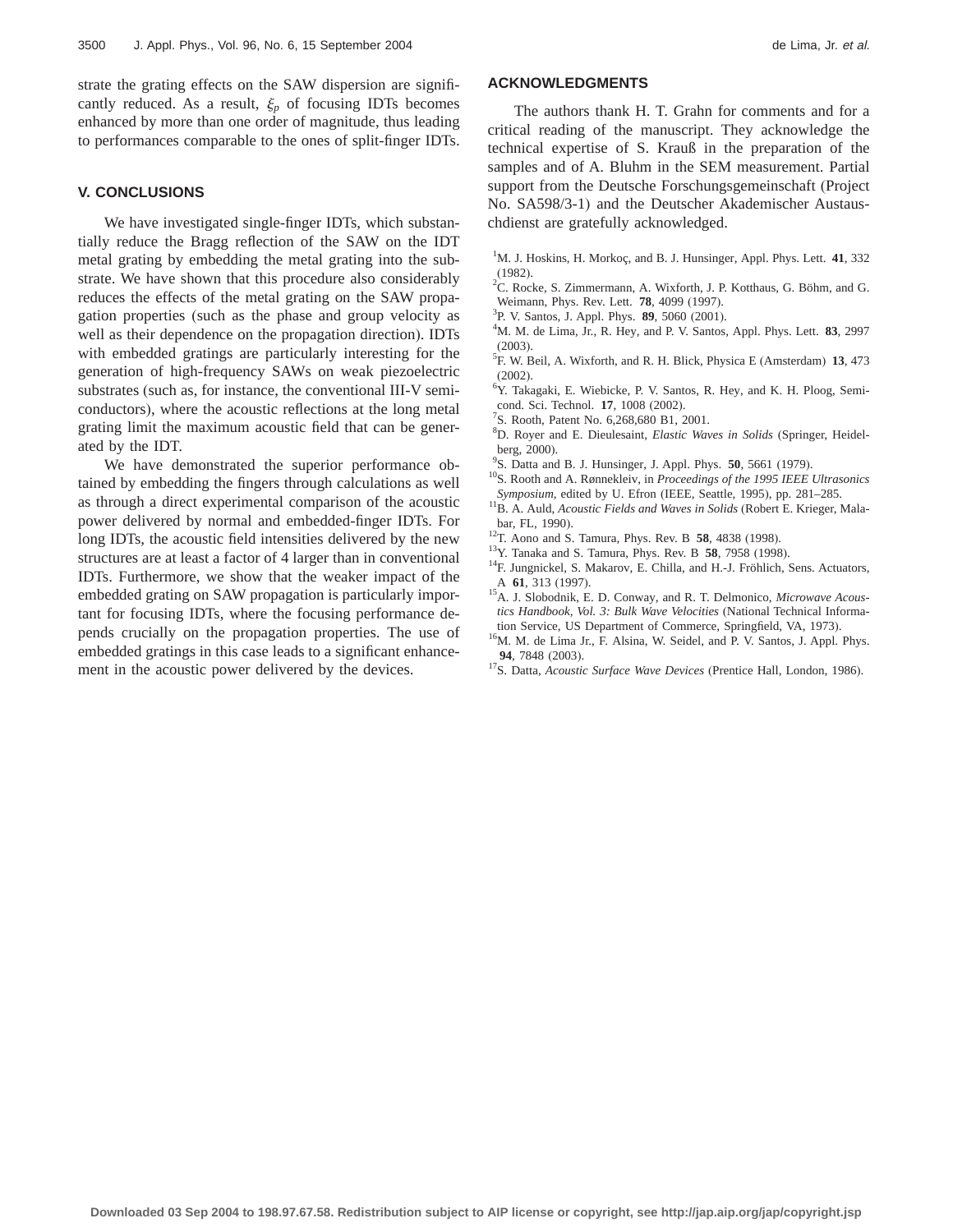strate the grating effects on the SAW dispersion are significantly reduced. As a result, $\xi_p$ of focusing IDTs becomes enhanced by more than one order of magnitude, thus leading to performances comparable to the ones of split-finger IDTs.

## V. CONCLUSIONS

We have investigated single-finger IDTs, which substantially reduce the Bragg reflection of the SAW on the IDT metal grating by embedding the metal grating into the substrate. We have shown that this procedure also considerably reduces the effects of the metal grating on the SAW propagation properties (such as the phase and group velocity as well as their dependence on the propagation direction). IDTs with embedded gratings are particularly interesting for the generation of high-frequency SAWs on weak piezoelectric substrates (such as, for instance, the conventional III-V semiconductors), where the acoustic reflections at the long metal grating limit the maximum acoustic field that can be generated by the IDT.

We have demonstrated the superior performance obtained by embedding the fingers through calculations as well as through a direct experimental comparison of the acoustic power delivered by normal and embedded-finger IDTs. For long IDTs, the acoustic field intensities delivered by the new structures are at least a factor of 4 larger than in conventional IDTs. Furthermore, we show that the weaker impact of the embedded grating on SAW propagation is particularly important for focusing IDTs, where the focusing performance depends crucially on the propagation properties. The use of embedded gratings in this case leads to a significant enhancement in the acoustic power delivered by the devices.

## ACKNOWLEDGMENTS

The authors thank H. T. Grahn for comments and for a critical reading of the manuscript. They acknowledge the technical expertise of S. Krauß in the preparation of the samples and of A. Bluhm in the SEM measurement. Partial support from the Deutsche Forschungsgemeinschaft (Project No. SA598/3-1) and the Deutscher Akademischer Austauschdienst are gratefully acknowledged.

[1] M. J. Hoskins, H. Morkoç, and B. J. Hunsinger, Appl. Phys. Lett. **41**, 332 (1982).
[2] C. Rocke, S. Zimmermann, A. Wixforth, J. P. Kotthaus, G. Böhm, and G. Weimann, Phys. Rev. Lett. **78**, 4099 (1997).
[3] P. V. Santos, J. Appl. Phys. **89**, 5060 (2001).
[4] M. M. de Lima, Jr., R. Hey, and P. V. Santos, Appl. Phys. Lett. **83**, 2997 (2003).
[5] F. W. Beil, A. Wixforth, and R. H. Blick, Physica E (Amsterdam) **13**, 473 (2002).
[6] Y. Takagaki, E. Wiebicke, P. V. Santos, R. Hey, and K. H. Ploog, Semicond. Sci. Technol. **17**, 1008 (2002).
[7] S. Rooth, Patent No. 6,268,680 B1, 2001.
[8] D. Royer and E. Dieulesaint, *Elastic Waves in Solids* (Springer, Heidelberg, 2000).
[9] S. Datta and B. J. Hunsinger, J. Appl. Phys. **50**, 5661 (1979).
[10] S. Rooth and A. Rønnekleiv, in *Proceedings of the 1995 IEEE Ultrasonics Symposium*, edited by U. Efron (IEEE, Seattle, 1995), pp. 281–285.
[11] B. A. Auld, *Acoustic Fields and Waves in Solids* (Robert E. Krieger, Malabar, FL, 1990).
[12] T. Aono and S. Tamura, Phys. Rev. B **58**, 4838 (1998).
[13] Y. Tanaka and S. Tamura, Phys. Rev. B **58**, 7958 (1998).
[14] F. Jungnickel, S. Makarov, E. Chilla, and H.-J. Fröhlich, Sens. Actuators, A **61**, 313 (1997).
[15] A. J. Slobodnik, E. D. Conway, and R. T. Delmonico, *Microwave Acoustics Handbook, Vol. 3: Bulk Wave Velocities* (National Technical Information Service, US Department of Commerce, Springfield, VA, 1973).
[16] M. M. de Lima Jr., F. Alsina, W. Seidel, and P. V. Santos, J. Appl. Phys. **94**, 7848 (2003).
[17] S. Datta, *Acoustic Surface Wave Devices* (Prentice Hall, London, 1986).